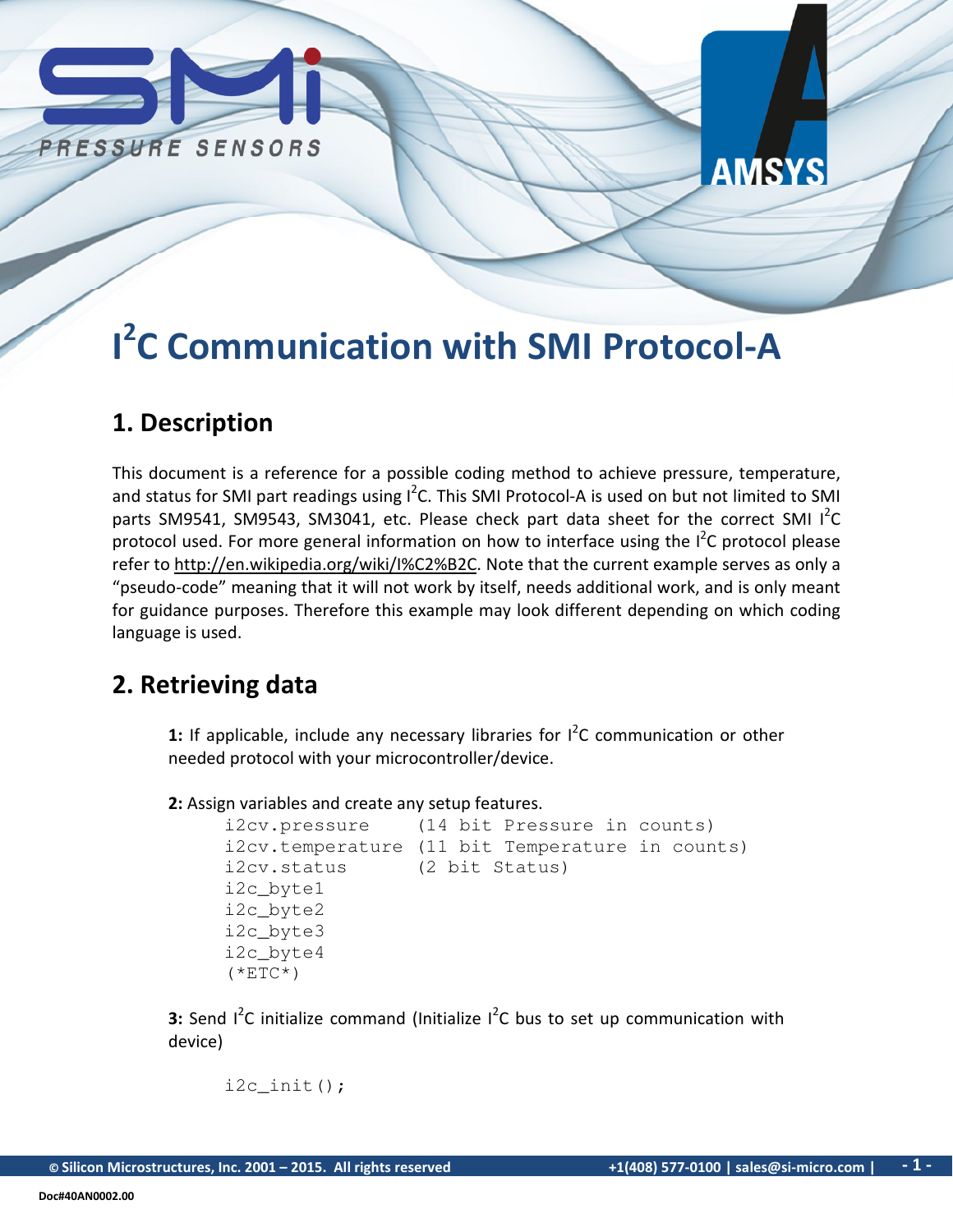# $I^2C$ Communication with SMI Protocol-A

## 1. Description

This document is a reference for a possible coding method to achieve pressure, temperature, and status for SMI part readings using $I^2C$. This SMI Protocol-A is used on but not limited to SMI parts SM9541, SM9543, SM3041, etc. Please check part data sheet for the correct SMI $I^2C$ protocol used. For more general information on how to interface using the $I^2C$ protocol please refer to http://en.wikipedia.org/wiki/I%C2%B2C. Note that the current example serves as only a "pseudo-code" meaning that it will not work by itself, needs additional work, and is only meant for guidance purposes. Therefore this example may look different depending on which coding language is used.

## 2. Retrieving data

**1:** If applicable, include any necessary libraries for $I^2C$ communication or other needed protocol with your microcontroller/device.

**2:** Assign variables and create any setup features.

```
i2cv.pressure     (14 bit Pressure in counts)
i2cv.temperature  (11 bit Temperature in counts)
i2cv.status       (2 bit Status)
i2c_byte1
i2c_byte2
i2c_byte3
i2c_byte4
(*ETC*)
```

**3:** Send $I^2C$ initialize command (Initialize $I^2C$ bus to set up communication with device)

```
i2c_init();
```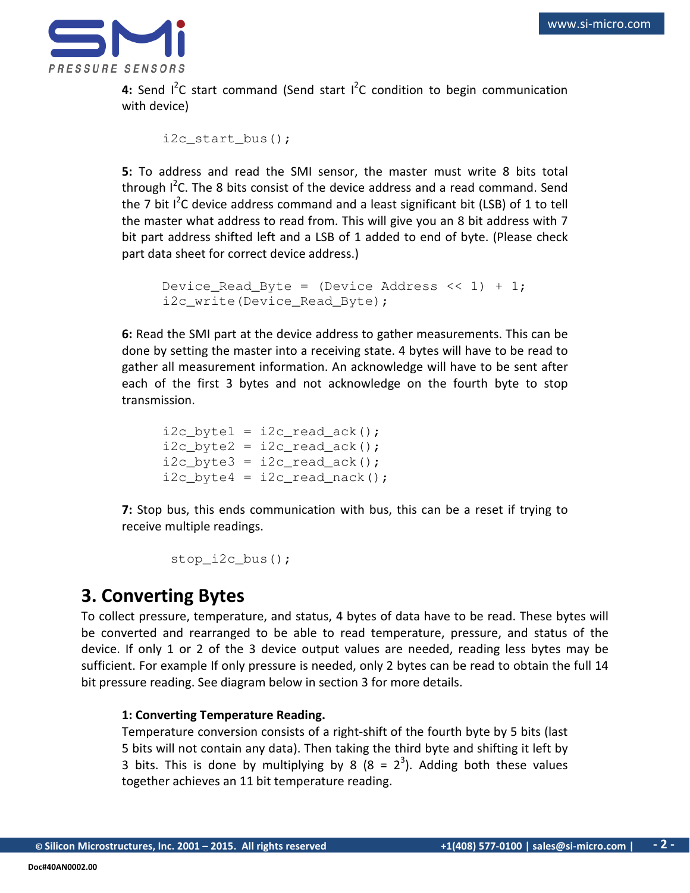**4:** Send $I^2C$ start command (Send start $I^2C$ condition to begin communication with device)

```
i2c_start_bus();
```

**5:** To address and read the SMI sensor, the master must write 8 bits total through $I^2C$. The 8 bits consist of the device address and a read command. Send the 7 bit $I^2C$ device address command and a least significant bit (LSB) of 1 to tell the master what address to read from. This will give you an 8 bit address with 7 bit part address shifted left and a LSB of 1 added to end of byte. (Please check part data sheet for correct device address.)

```
Device_Read_Byte = (Device Address << 1) + 1;
i2c_write(Device_Read_Byte);
```

**6:** Read the SMI part at the device address to gather measurements. This can be done by setting the master into a receiving state. 4 bytes will have to be read to gather all measurement information. An acknowledge will have to be sent after each of the first 3 bytes and not acknowledge on the fourth byte to stop transmission.

```
i2c_byte1 = i2c_read_ack();
i2c_byte2 = i2c_read_ack();
i2c_byte3 = i2c_read_ack();
i2c_byte4 = i2c_read_nack();
```

**7:** Stop bus, this ends communication with bus, this can be a reset if trying to receive multiple readings.

```
stop_i2c_bus();
```

## 3. Converting Bytes

To collect pressure, temperature, and status, 4 bytes of data have to be read. These bytes will be converted and rearranged to be able to read temperature, pressure, and status of the device. If only 1 or 2 of the 3 device output values are needed, reading less bytes may be sufficient. For example If only pressure is needed, only 2 bytes can be read to obtain the full 14 bit pressure reading. See diagram below in section 3 for more details.

**1: Converting Temperature Reading.**

Temperature conversion consists of a right-shift of the fourth byte by 5 bits (last 5 bits will not contain any data). Then taking the third byte and shifting it left by 3 bits. This is done by multiplying by 8 ($8 = 2^3$). Adding both these values together achieves an 11 bit temperature reading.

Doc#40AN0002.00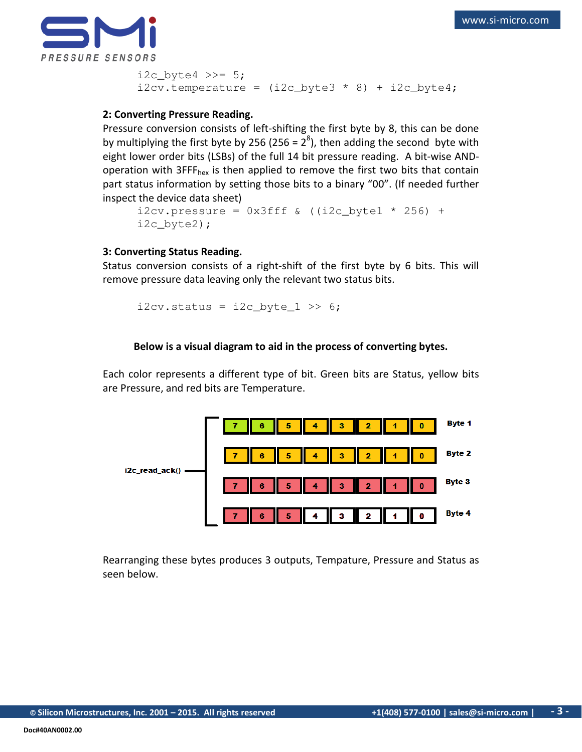```
i2c_byte4 >>= 5;
i2cv.temperature = (i2c_byte3 * 8) + i2c_byte4;
```

**2: Converting Pressure Reading.**

Pressure conversion consists of left-shifting the first byte by 8, this can be done by multiplying the first byte by 256 (256 = $2^8$), then adding the second byte with eight lower order bits (LSBs) of the full 14 bit pressure reading. A bit-wise AND-operation with $3FFF_{hex}$ is then applied to remove the first two bits that contain part status information by setting those bits to a binary "00". (If needed further inspect the device data sheet)

```
i2cv.pressure = 0x3fff & ((i2c_byte1 * 256) +
i2c_byte2);
```

**3: Converting Status Reading.**

Status conversion consists of a right-shift of the first byte by 6 bits. This will remove pressure data leaving only the relevant two status bits.

```
i2cv.status = i2c_byte_1 >> 6;
```

**Below is a visual diagram to aid in the process of converting bytes.**

Each color represents a different type of bit. Green bits are Status, yellow bits are Pressure, and red bits are Temperature.

i2c_read_ack()

7 6 5 4 3 2 1 0 Byte 1

7 6 5 4 3 2 1 0 Byte 2

7 6 5 4 3 2 1 0 Byte 3

7 6 5 4 3 2 1 0 Byte 4

Rearranging these bytes produces 3 outputs, Tempature, Pressure and Status as seen below.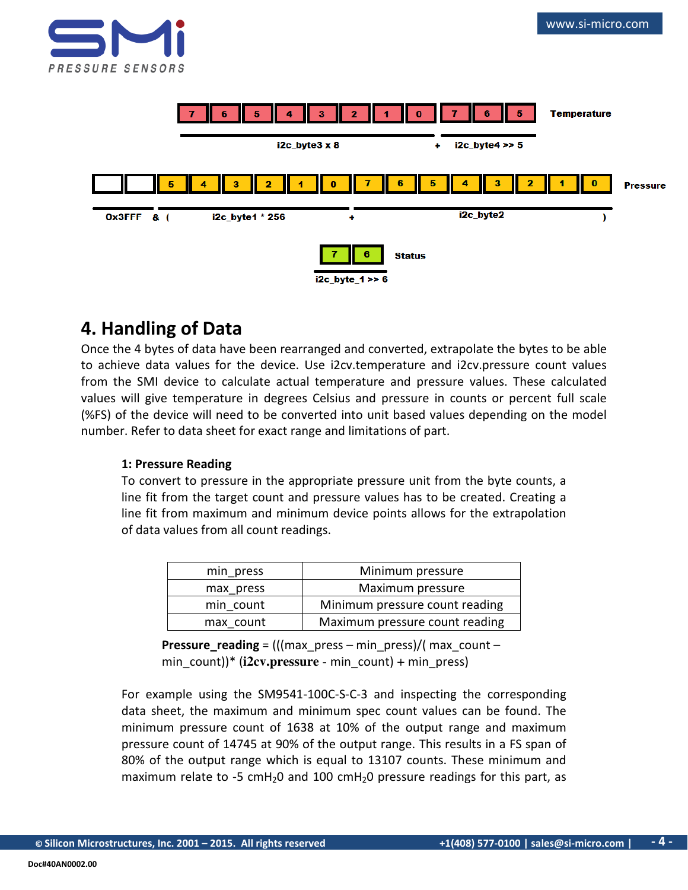7 6 5 4 3 2 1 0 7 6 5 Temperature

i2c_byte3 x 8 + i2c_byte4 >> 5

5 4 3 2 1 0 7 6 5 4 3 2 1 0 Pressure

0x3FFF & ( i2c_byte1 * 256 + i2c_byte2 )

7 6 Status

i2c_byte_1 >> 6

## 4. Handling of Data

Once the 4 bytes of data have been rearranged and converted, extrapolate the bytes to be able to achieve data values for the device. Use i2cv.temperature and i2cv.pressure count values from the SMI device to calculate actual temperature and pressure values. These calculated values will give temperature in degrees Celsius and pressure in counts or percent full scale (%FS) of the device will need to be converted into unit based values depending on the model number. Refer to data sheet for exact range and limitations of part.

### 1: Pressure Reading

To convert to pressure in the appropriate pressure unit from the byte counts, a line fit from the target count and pressure values has to be created. Creating a line fit from maximum and minimum device points allows for the extrapolation of data values from all count readings.

| | |
|---|---|
| min_press | Minimum pressure |
| max_press | Maximum pressure |
| min_count | Minimum pressure count reading |
| max_count | Maximum pressure count reading |

**Pressure_reading** = (((max_press – min_press)/( max_count – min_count))* (**i2cv.pressure** - min_count) + min_press)

For example using the SM9541-100C-S-C-3 and inspecting the corresponding data sheet, the maximum and minimum spec count values can be found. The minimum pressure count of 1638 at 10% of the output range and maximum pressure count of 14745 at 90% of the output range. This results in a FS span of 80% of the output range which is equal to 13107 counts. These minimum and maximum relate to -5 $cmH_20$ and 100 $cmH_20$ pressure readings for this part, as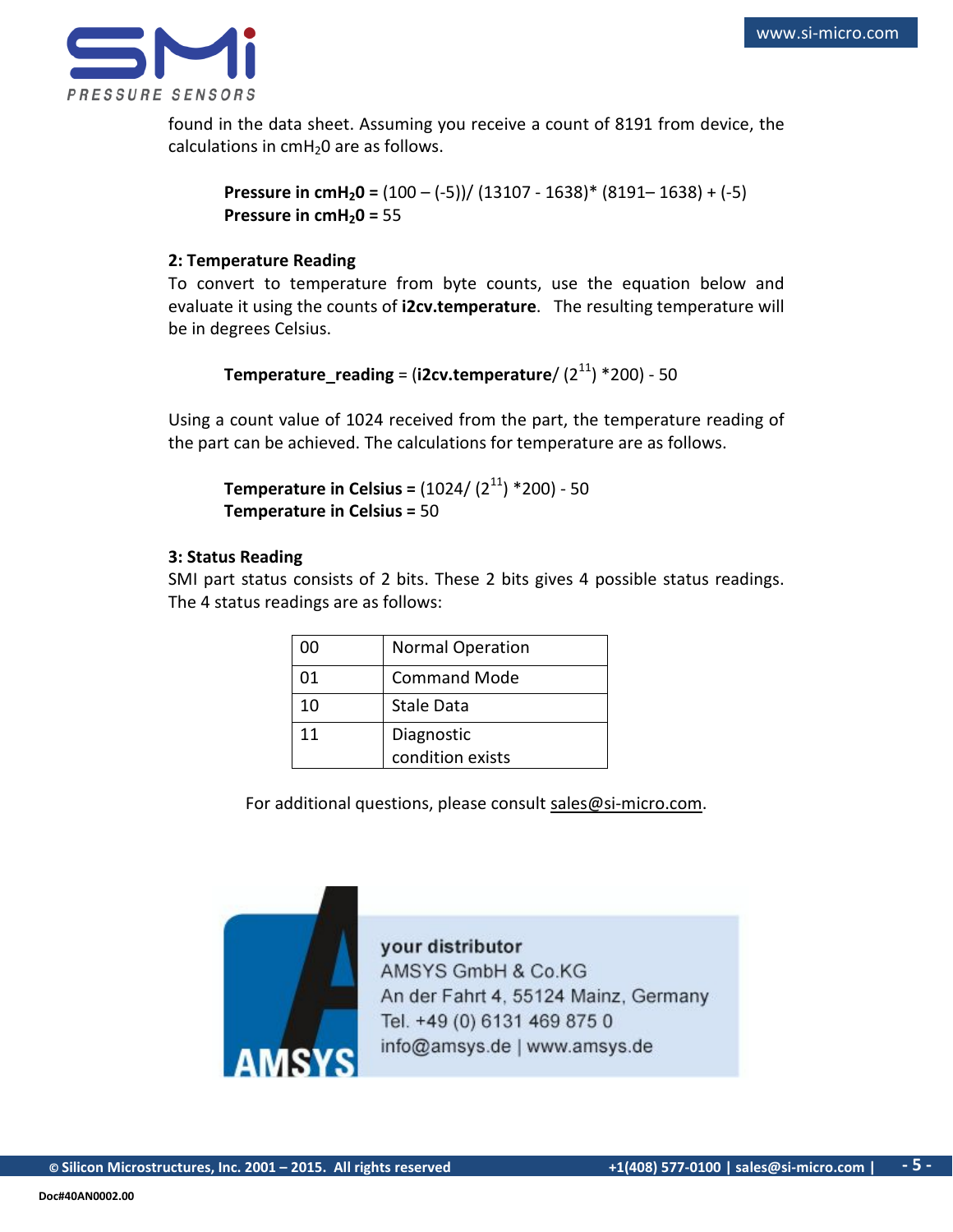found in the data sheet. Assuming you receive a count of 8191 from device, the calculations in $cmH_20$ are as follows.

**Pressure in $cmH_20$ =** (100 – (-5))/ (13107 - 1638)* (8191– 1638) + (-5)
**Pressure in $cmH_20$ =** 55

**2: Temperature Reading**

To convert to temperature from byte counts, use the equation below and evaluate it using the counts of **i2cv.temperature**. The resulting temperature will be in degrees Celsius.

**Temperature_reading** = (**i2cv.temperature**/ $(2^{11})$ *200) - 50

Using a count value of 1024 received from the part, the temperature reading of the part can be achieved. The calculations for temperature are as follows.

**Temperature in Celsius =** (1024/ $(2^{11})$ *200) - 50
**Temperature in Celsius =** 50

**3: Status Reading**

SMI part status consists of 2 bits. These 2 bits gives 4 possible status readings. The 4 status readings are as follows:

| | |
|---|---|
| 00 | Normal Operation |
| 01 | Command Mode |
| 10 | Stale Data |
| 11 | Diagnostic condition exists |

For additional questions, please consult sales@si-micro.com.

your distributor
AMSYS GmbH & Co.KG
An der Fahrt 4, 55124 Mainz, Germany
Tel. +49 (0) 6131 469 875 0
info@amsys.de | www.amsys.de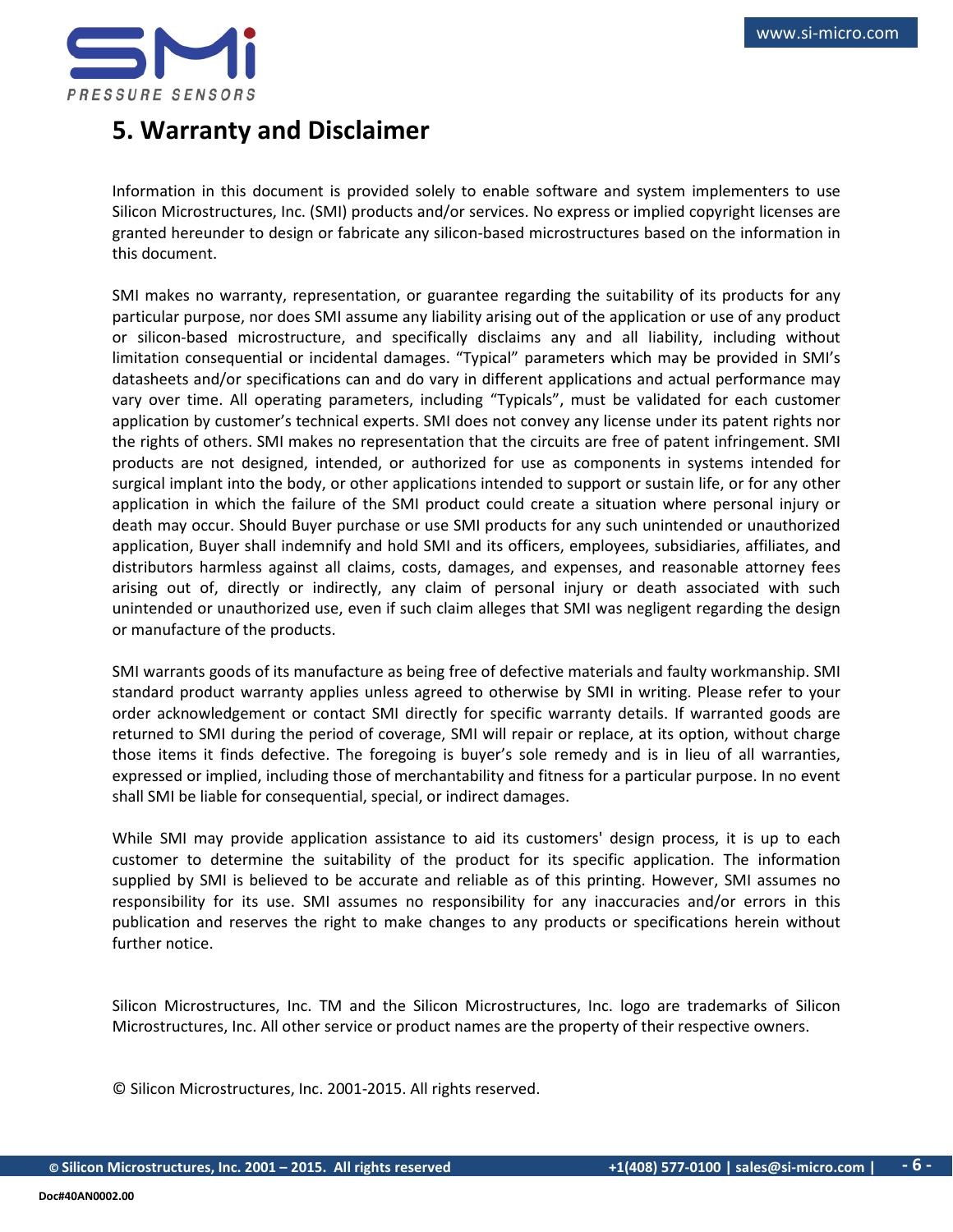## 5. Warranty and Disclaimer

Information in this document is provided solely to enable software and system implementers to use Silicon Microstructures, Inc. (SMI) products and/or services. No express or implied copyright licenses are granted hereunder to design or fabricate any silicon-based microstructures based on the information in this document.

SMI makes no warranty, representation, or guarantee regarding the suitability of its products for any particular purpose, nor does SMI assume any liability arising out of the application or use of any product or silicon-based microstructure, and specifically disclaims any and all liability, including without limitation consequential or incidental damages. "Typical" parameters which may be provided in SMI's datasheets and/or specifications can and do vary in different applications and actual performance may vary over time. All operating parameters, including "Typicals", must be validated for each customer application by customer's technical experts. SMI does not convey any license under its patent rights nor the rights of others. SMI makes no representation that the circuits are free of patent infringement. SMI products are not designed, intended, or authorized for use as components in systems intended for surgical implant into the body, or other applications intended to support or sustain life, or for any other application in which the failure of the SMI product could create a situation where personal injury or death may occur. Should Buyer purchase or use SMI products for any such unintended or unauthorized application, Buyer shall indemnify and hold SMI and its officers, employees, subsidiaries, affiliates, and distributors harmless against all claims, costs, damages, and expenses, and reasonable attorney fees arising out of, directly or indirectly, any claim of personal injury or death associated with such unintended or unauthorized use, even if such claim alleges that SMI was negligent regarding the design or manufacture of the products.

SMI warrants goods of its manufacture as being free of defective materials and faulty workmanship. SMI standard product warranty applies unless agreed to otherwise by SMI in writing. Please refer to your order acknowledgement or contact SMI directly for specific warranty details. If warranted goods are returned to SMI during the period of coverage, SMI will repair or replace, at its option, without charge those items it finds defective. The foregoing is buyer's sole remedy and is in lieu of all warranties, expressed or implied, including those of merchantability and fitness for a particular purpose. In no event shall SMI be liable for consequential, special, or indirect damages.

While SMI may provide application assistance to aid its customers' design process, it is up to each customer to determine the suitability of the product for its specific application. The information supplied by SMI is believed to be accurate and reliable as of this printing. However, SMI assumes no responsibility for its use. SMI assumes no responsibility for any inaccuracies and/or errors in this publication and reserves the right to make changes to any products or specifications herein without further notice.

Silicon Microstructures, Inc. TM and the Silicon Microstructures, Inc. logo are trademarks of Silicon Microstructures, Inc. All other service or product names are the property of their respective owners.

© Silicon Microstructures, Inc. 2001-2015. All rights reserved.